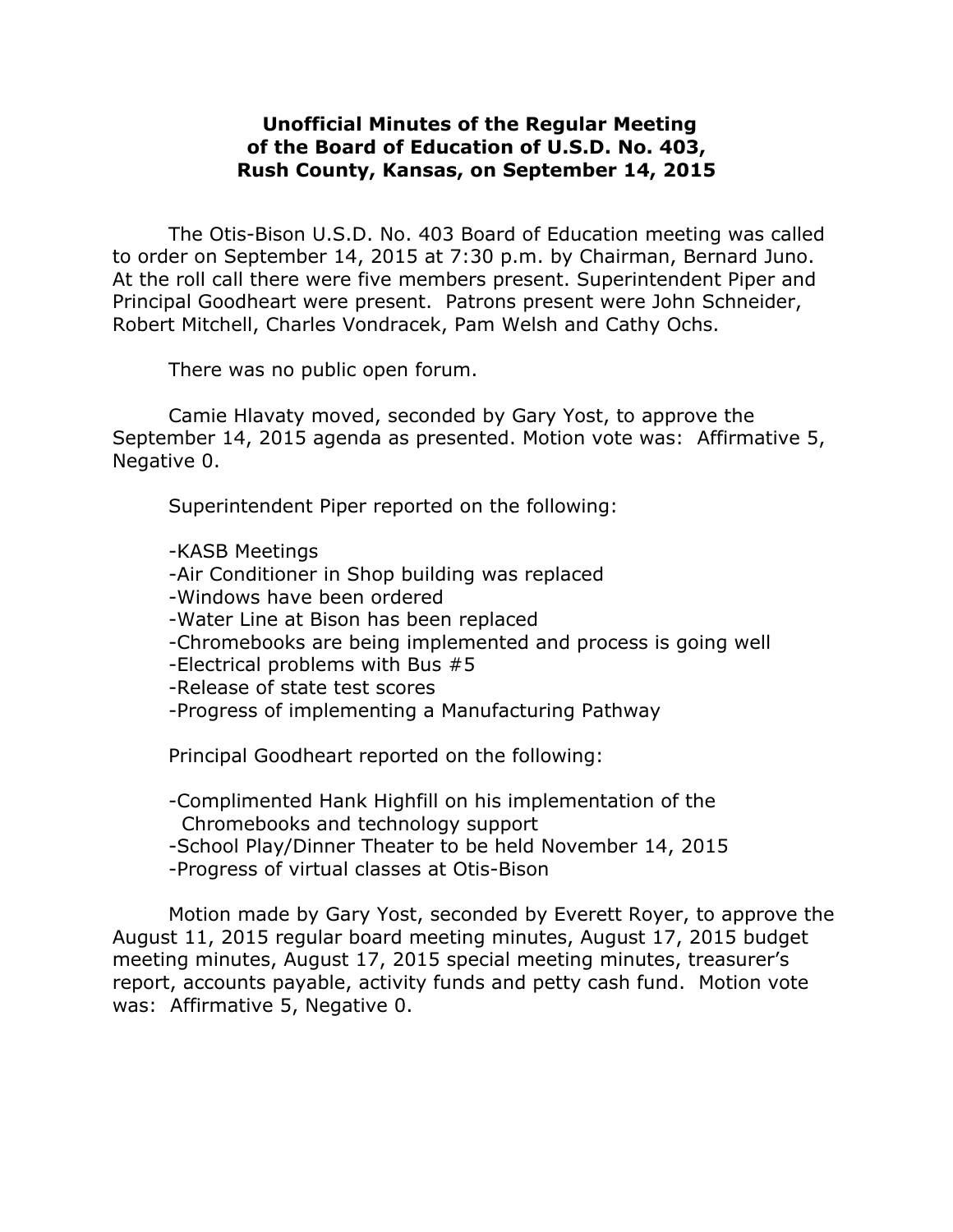# Unofficial Minutes of the Regular Meeting of the Board of Education of U.S.D. No. 403, Rush County, Kansas, on September 14, 2015

The Otis-Bison U.S.D. No. 403 Board of Education meeting was called to order on September 14, 2015 at 7:30 p.m. by Chairman, Bernard Juno. At the roll call there were five members present. Superintendent Piper and Principal Goodheart were present. Patrons present were John Schneider, Robert Mitchell, Charles Vondracek, Pam Welsh and Cathy Ochs.

There was no public open forum.

Camie Hlavaty moved, seconded by Gary Yost, to approve the September 14, 2015 agenda as presented. Motion vote was: Affirmative 5, Negative 0.

Superintendent Piper reported on the following:

- KASB Meetings
- Air Conditioner in Shop building was replaced
- Windows have been ordered
- Water Line at Bison has been replaced
- Chromebooks are being implemented and process is going well
- Electrical problems with Bus #5
- Release of state test scores
- Progress of implementing a Manufacturing Pathway

Principal Goodheart reported on the following:

- Complimented Hank Highfill on his implementation of the Chromebooks and technology support
- School Play/Dinner Theater to be held November 14, 2015
- Progress of virtual classes at Otis-Bison

Motion made by Gary Yost, seconded by Everett Royer, to approve the August 11, 2015 regular board meeting minutes, August 17, 2015 budget meeting minutes, August 17, 2015 special meeting minutes, treasurer's report, accounts payable, activity funds and petty cash fund. Motion vote was: Affirmative 5, Negative 0.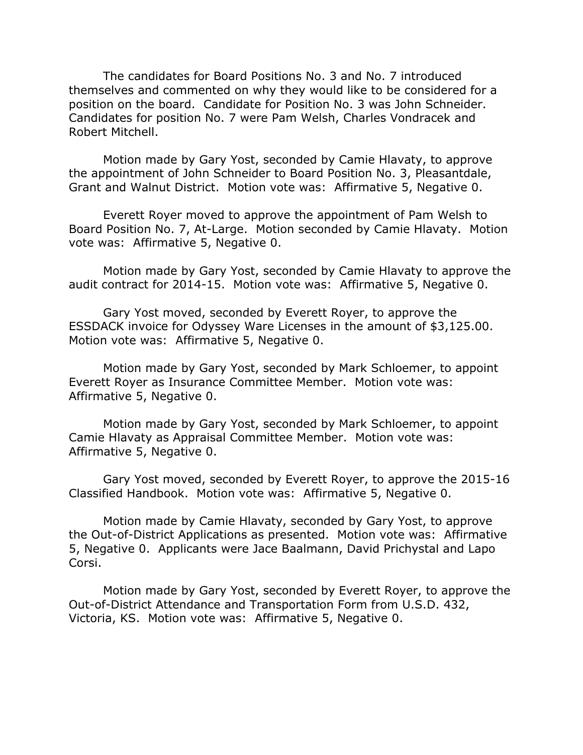The candidates for Board Positions No. 3 and No. 7 introduced themselves and commented on why they would like to be considered for a position on the board. Candidate for Position No. 3 was John Schneider. Candidates for position No. 7 were Pam Welsh, Charles Vondracek and Robert Mitchell.

Motion made by Gary Yost, seconded by Camie Hlavaty, to approve the appointment of John Schneider to Board Position No. 3, Pleasantdale, Grant and Walnut District. Motion vote was: Affirmative 5, Negative 0.

Everett Royer moved to approve the appointment of Pam Welsh to Board Position No. 7, At-Large. Motion seconded by Camie Hlavaty. Motion vote was: Affirmative 5, Negative 0.

Motion made by Gary Yost, seconded by Camie Hlavaty to approve the audit contract for 2014-15. Motion vote was: Affirmative 5, Negative 0.

Gary Yost moved, seconded by Everett Royer, to approve the ESSDACK invoice for Odyssey Ware Licenses in the amount of $3,125.00. Motion vote was: Affirmative 5, Negative 0.

Motion made by Gary Yost, seconded by Mark Schloemer, to appoint Everett Royer as Insurance Committee Member. Motion vote was: Affirmative 5, Negative 0.

Motion made by Gary Yost, seconded by Mark Schloemer, to appoint Camie Hlavaty as Appraisal Committee Member. Motion vote was: Affirmative 5, Negative 0.

Gary Yost moved, seconded by Everett Royer, to approve the 2015-16 Classified Handbook. Motion vote was: Affirmative 5, Negative 0.

Motion made by Camie Hlavaty, seconded by Gary Yost, to approve the Out-of-District Applications as presented. Motion vote was: Affirmative 5, Negative 0. Applicants were Jace Baalmann, David Prichystal and Lapo Corsi.

Motion made by Gary Yost, seconded by Everett Royer, to approve the Out-of-District Attendance and Transportation Form from U.S.D. 432, Victoria, KS. Motion vote was: Affirmative 5, Negative 0.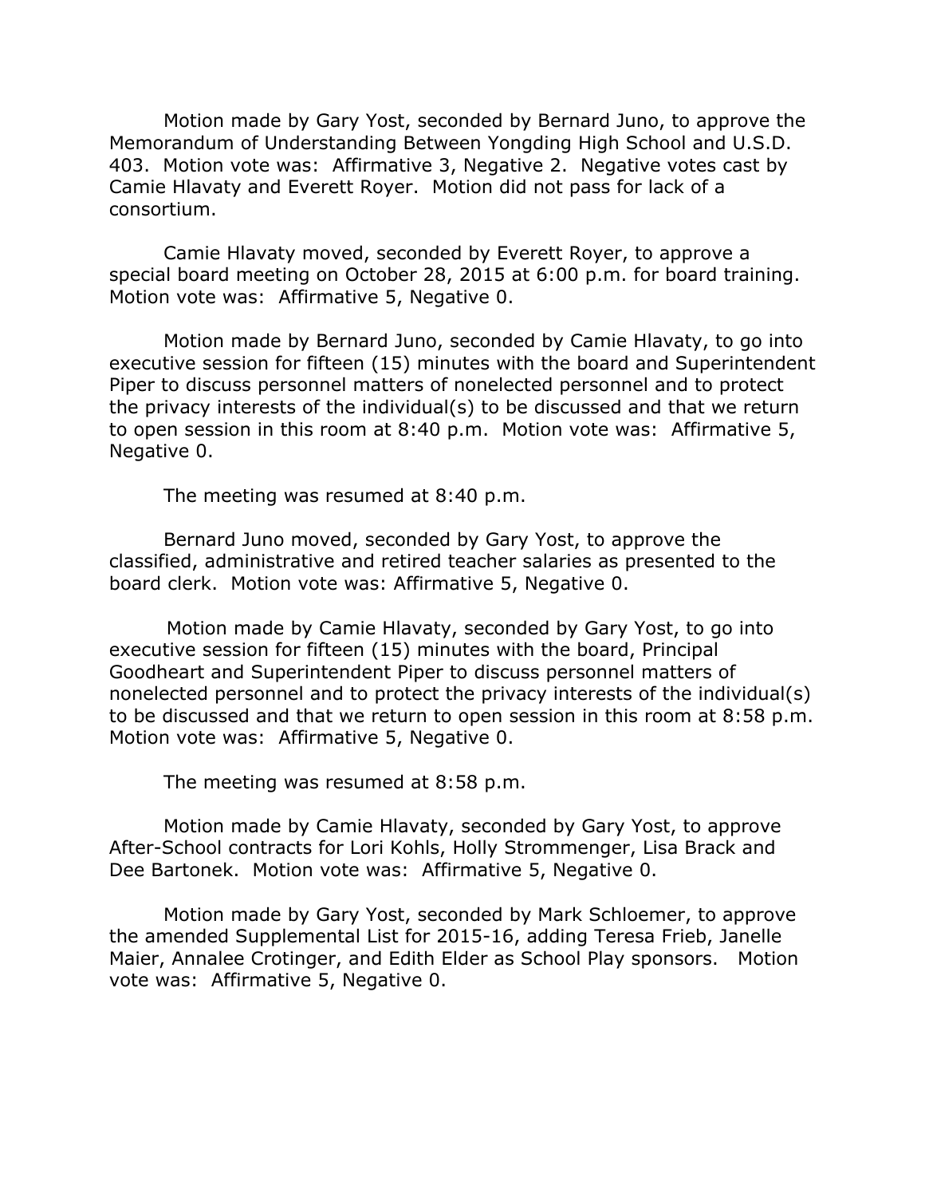Motion made by Gary Yost, seconded by Bernard Juno, to approve the Memorandum of Understanding Between Yongding High School and U.S.D. 403. Motion vote was: Affirmative 3, Negative 2. Negative votes cast by Camie Hlavaty and Everett Royer. Motion did not pass for lack of a consortium.

Camie Hlavaty moved, seconded by Everett Royer, to approve a special board meeting on October 28, 2015 at 6:00 p.m. for board training. Motion vote was: Affirmative 5, Negative 0.

Motion made by Bernard Juno, seconded by Camie Hlavaty, to go into executive session for fifteen (15) minutes with the board and Superintendent Piper to discuss personnel matters of nonelected personnel and to protect the privacy interests of the individual(s) to be discussed and that we return to open session in this room at 8:40 p.m. Motion vote was: Affirmative 5, Negative 0.

The meeting was resumed at 8:40 p.m.

Bernard Juno moved, seconded by Gary Yost, to approve the classified, administrative and retired teacher salaries as presented to the board clerk. Motion vote was: Affirmative 5, Negative 0.

Motion made by Camie Hlavaty, seconded by Gary Yost, to go into executive session for fifteen (15) minutes with the board, Principal Goodheart and Superintendent Piper to discuss personnel matters of nonelected personnel and to protect the privacy interests of the individual(s) to be discussed and that we return to open session in this room at 8:58 p.m. Motion vote was: Affirmative 5, Negative 0.

The meeting was resumed at 8:58 p.m.

Motion made by Camie Hlavaty, seconded by Gary Yost, to approve After-School contracts for Lori Kohls, Holly Strommenger, Lisa Brack and Dee Bartonek. Motion vote was: Affirmative 5, Negative 0.

Motion made by Gary Yost, seconded by Mark Schloemer, to approve the amended Supplemental List for 2015-16, adding Teresa Frieb, Janelle Maier, Annalee Crotinger, and Edith Elder as School Play sponsors. Motion vote was: Affirmative 5, Negative 0.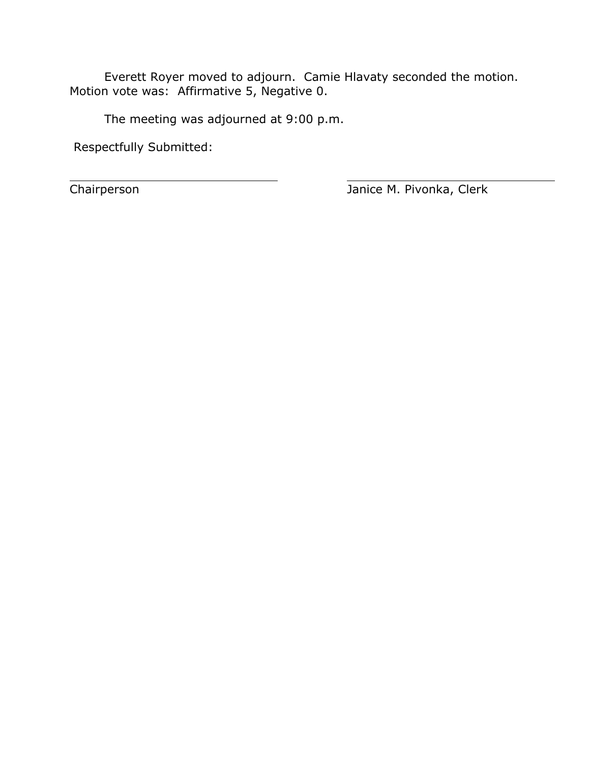Everett Royer moved to adjourn. Camie Hlavaty seconded the motion. Motion vote was: Affirmative 5, Negative 0.

The meeting was adjourned at 9:00 p.m.

Respectfully Submitted:

| | |
|---|---|
| \_\_\_\_\_\_\_\_\_\_\_\_\_\_\_\_\_\_\_\_\_\_\_\_\_\_\_\_\_\_ | \_\_\_\_\_\_\_\_\_\_\_\_\_\_\_\_\_\_\_\_\_\_\_\_\_\_\_\_\_\_ |
| Chairperson | Janice M. Pivonka, Clerk |